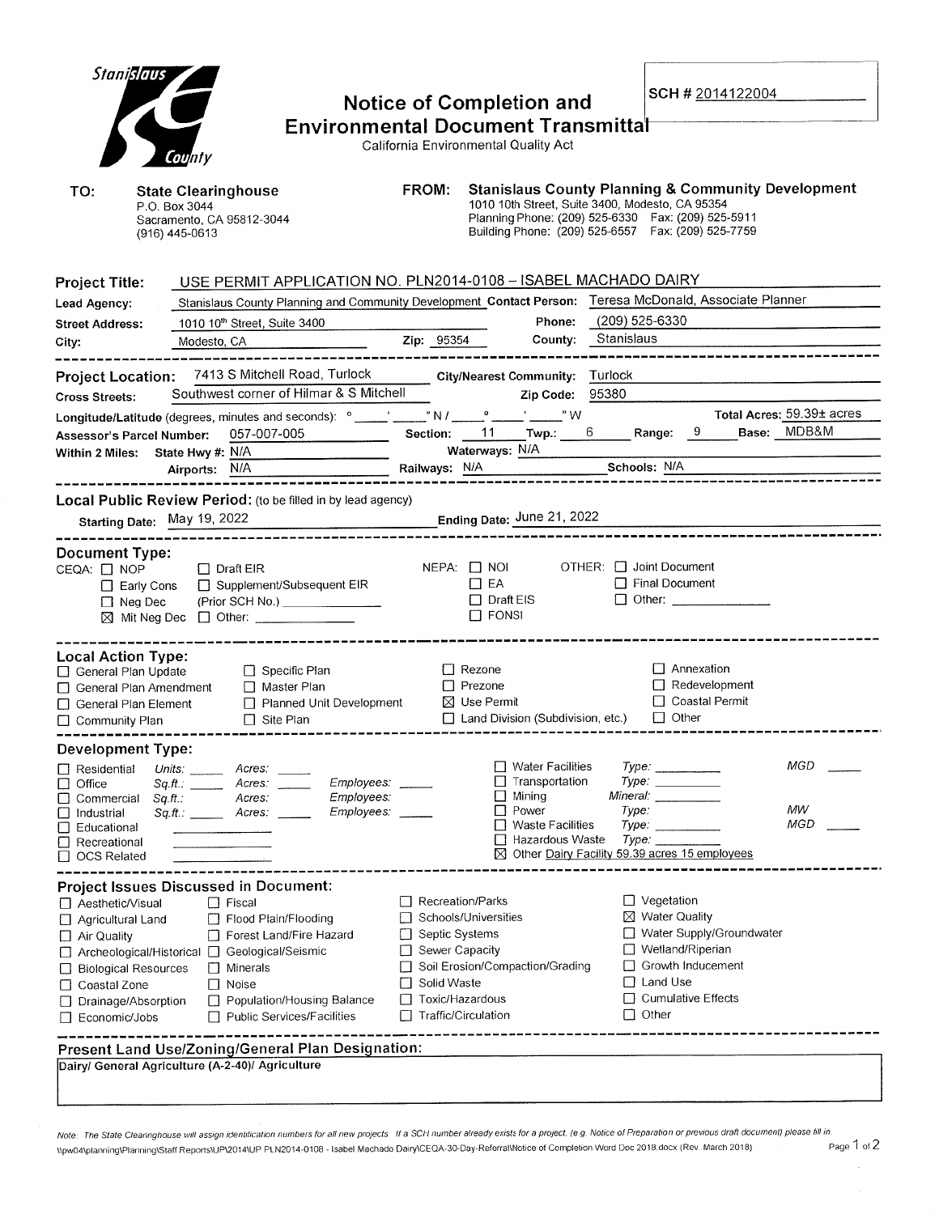Stanislaus County

# Notice of Completion and Environmental Document Transmittal

California Environmental Quality Act

SCH # 2014122004

**TO:** **State Clearinghouse**
P.O. Box 3044
Sacramento, CA 95812-3044
(916) 445-0613

**FROM:** **Stanislaus County Planning & Community Development**
1010 10th Street, Suite 3400, Modesto, CA 95354
Planning Phone: (209) 525-6330 Fax: (209) 525-5911
Building Phone: (209) 525-6557 Fax: (209) 525-7759

**Project Title:** USE PERMIT APPLICATION NO. PLN2014-0108 – ISABEL MACHADO DAIRY

**Lead Agency:** Stanislaus County Planning and Community Development **Contact Person:** Teresa McDonald, Associate Planner

**Street Address:** 1010 10th Street, Suite 3400 **Phone:** (209) 525-6330

**City:** Modesto, CA **Zip:** 95354 **County:** Stanislaus

**Project Location:** 7413 S Mitchell Road, Turlock **City/Nearest Community:** Turlock

**Cross Streets:** Southwest corner of Hilmar & S Mitchell **Zip Code:** 95380

**Longitude/Latitude** (degrees, minutes and seconds): ____° ____' ____" N / ____° ____' ____" W **Total Acres:** 59.39± acres

**Assessor's Parcel Number:** 057-007-005 **Section:** 11 **Twp.:** 6 **Range:** 9 **Base:** MDB&M

**Within 2 Miles:** State Hwy #: N/A Waterways: N/A

Airports: N/A Railways: N/A Schools: N/A

**Local Public Review Period:** (to be filled in by lead agency)

Starting Date: May 19, 2022 Ending Date: June 21, 2022

**Document Type:**

CEQA: ☐ NOP ☐ Draft EIR ☐ Early Cons ☐ Supplement/Subsequent EIR ☐ Neg Dec (Prior SCH No.) ________ ☒ Mit Neg Dec ☐ Other: ________

NEPA: ☐ NOI ☐ EA ☐ Draft EIS ☐ FONSI

OTHER: ☐ Joint Document ☐ Final Document ☐ Other: ________

**Local Action Type:**

☐ General Plan Update ☐ General Plan Amendment ☐ General Plan Element ☐ Community Plan ☐ Specific Plan ☐ Master Plan ☐ Planned Unit Development ☐ Site Plan ☐ Rezone ☐ Prezone ☒ Use Permit ☐ Land Division (Subdivision, etc.) ☐ Annexation ☐ Redevelopment ☐ Coastal Permit ☐ Other

**Development Type:**

☐ Residential Units: ____ Acres: ____
☐ Office Sq.ft.: ____ Acres: ____ Employees: ____
☐ Commercial Sq.ft.: ____ Acres: ____ Employees: ____
☐ Industrial Sq.ft.: ____ Acres: ____ Employees: ____
☐ Educational ________
☐ Recreational ________
☐ OCS Related ________
☐ Water Facilities Type: ________ MGD ____
☐ Transportation Type: ________
☐ Mining Mineral: ________
☐ Power Type: ________ MW
☐ Waste Facilities Type: ________ MGD ____
☐ Hazardous Waste Type: ________
☒ Other Dairy Facility 59.39 acres 15 employees

**Project Issues Discussed in Document:**

☐ Aesthetic/Visual ☐ Agricultural Land ☐ Air Quality ☐ Archeological/Historical ☐ Biological Resources ☐ Coastal Zone ☐ Drainage/Absorption ☐ Economic/Jobs ☐ Fiscal ☐ Flood Plain/Flooding ☐ Forest Land/Fire Hazard ☐ Geological/Seismic ☐ Minerals ☐ Noise ☐ Population/Housing Balance ☐ Public Services/Facilities ☐ Recreation/Parks ☐ Schools/Universities ☐ Septic Systems ☐ Sewer Capacity ☐ Soil Erosion/Compaction/Grading ☐ Solid Waste ☐ Toxic/Hazardous ☐ Traffic/Circulation ☐ Vegetation ☒ Water Quality ☐ Water Supply/Groundwater ☐ Wetland/Riperian ☐ Growth Inducement ☐ Land Use ☐ Cumulative Effects ☐ Other

**Present Land Use/Zoning/General Plan Designation:**

Dairy/ General Agriculture (A-2-40)/ Agriculture

*Note: The State Clearinghouse will assign identification numbers for all new projects. If a SCH number already exists for a project (e.g. Notice of Preparation or previous draft document) please fill in.*

\\pw04\planning\Planning\Staff Reports\UP\2014\UP PLN2014-0108 - Isabel Machado Dairy\CEQA-30-Day-Referral\Notice of Completion Word Doc 2018.docx (Rev. March 2018)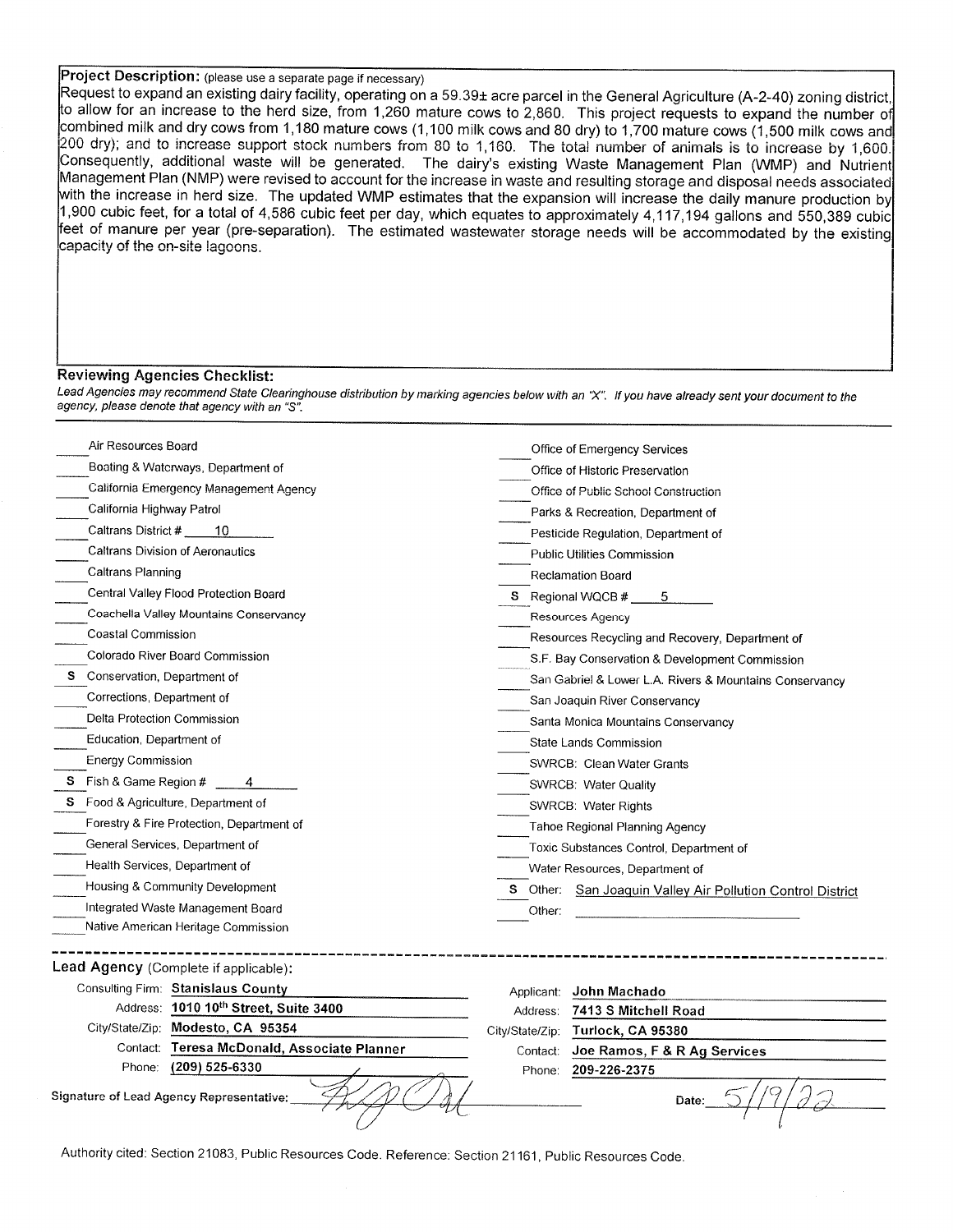**Project Description:** (please use a separate page if necessary)

Request to expand an existing dairy facility, operating on a 59.39± acre parcel in the General Agriculture (A-2-40) zoning district, to allow for an increase to the herd size, from 1,260 mature cows to 2,860. This project requests to expand the number of combined milk and dry cows from 1,180 mature cows (1,100 milk cows and 80 dry) to 1,700 mature cows (1,500 milk cows and 200 dry); and to increase support stock numbers from 80 to 1,160. The total number of animals is to increase by 1,600. Consequently, additional waste will be generated. The dairy's existing Waste Management Plan (WMP) and Nutrient Management Plan (NMP) were revised to account for the increase in waste and resulting storage and disposal needs associated with the increase in herd size. The updated WMP estimates that the expansion will increase the daily manure production by 1,900 cubic feet, for a total of 4,586 cubic feet per day, which equates to approximately 4,117,194 gallons and 550,389 cubic feet of manure per year (pre-separation). The estimated wastewater storage needs will be accommodated by the existing capacity of the on-site lagoons.

## Reviewing Agencies Checklist:

*Lead Agencies may recommend State Clearinghouse distribution by marking agencies below with an "X". If you have already sent your document to the agency, please denote that agency with an "S".*

| | | | |
|---|---|---|---|
| | Air Resources Board | | Office of Emergency Services |
| | Boating & Waterways, Department of | | Office of Historic Preservation |
| | California Emergency Management Agency | | Office of Public School Construction |
| | California Highway Patrol | | Parks & Recreation, Department of |
| | Caltrans District # 10 | | Pesticide Regulation, Department of |
| | Caltrans Division of Aeronautics | | Public Utilities Commission |
| | Caltrans Planning | | Reclamation Board |
| | Central Valley Flood Protection Board | S | Regional WQCB # 5 |
| | Coachella Valley Mountains Conservancy | | Resources Agency |
| | Coastal Commission | | Resources Recycling and Recovery, Department of |
| | Colorado River Board Commission | | S.F. Bay Conservation & Development Commission |
| S | Conservation, Department of | | San Gabriel & Lower L.A. Rivers & Mountains Conservancy |
| | Corrections, Department of | | San Joaquin River Conservancy |
| | Delta Protection Commission | | Santa Monica Mountains Conservancy |
| | Education, Department of | | State Lands Commission |
| | Energy Commission | | SWRCB: Clean Water Grants |
| S | Fish & Game Region # 4 | | SWRCB: Water Quality |
| S | Food & Agriculture, Department of | | SWRCB: Water Rights |
| | Forestry & Fire Protection, Department of | | Tahoe Regional Planning Agency |
| | General Services, Department of | | Toxic Substances Control, Department of |
| | Health Services, Department of | | Water Resources, Department of |
| | Housing & Community Development | S | Other: San Joaquin Valley Air Pollution Control District |
| | Integrated Waste Management Board | | Other: |
| | Native American Heritage Commission | | |

**Lead Agency** (Complete if applicable):

| | | | |
|---|---|---|---|
| Consulting Firm: | **Stanislaus County** | Applicant: | **John Machado** |
| Address: | **1010 10th Street, Suite 3400** | Address: | **7413 S Mitchell Road** |
| City/State/Zip: | **Modesto, CA 95354** | City/State/Zip: | **Turlock, CA 95380** |
| Contact: | **Teresa McDonald, Associate Planner** | Contact: | **Joe Ramos, F & R Ag Services** |
| Phone: | **(209) 525-6330** | Phone: | **209-226-2375** |

**Signature of Lead Agency Representative:** [signature] **Date:** 5/19/22

Authority cited: Section 21083, Public Resources Code. Reference: Section 21161, Public Resources Code.